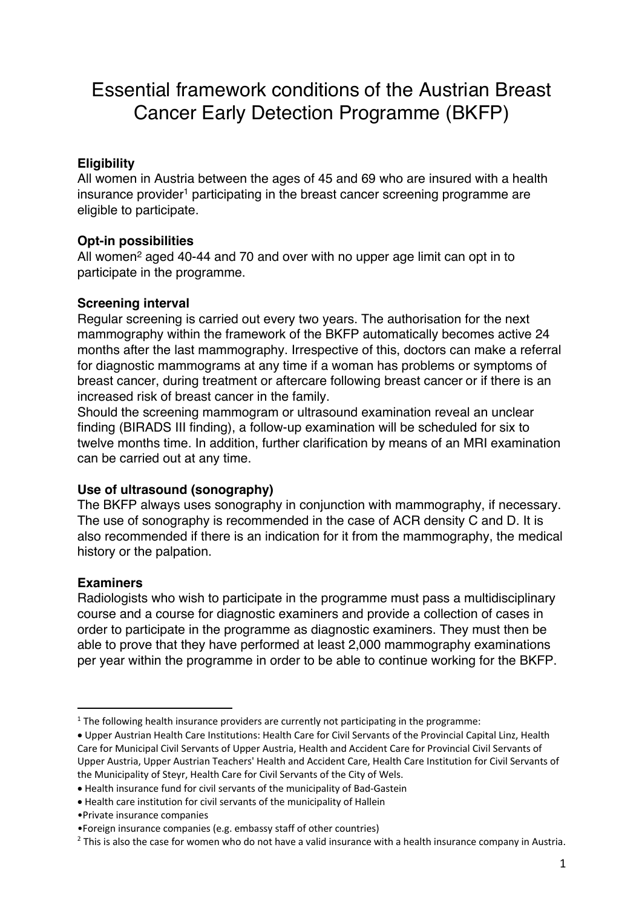# Essential framework conditions of the Austrian Breast Cancer Early Detection Programme (BKFP)

**Eligibility**

All women in Austria between the ages of 45 and 69 who are insured with a health insurance provider[1] participating in the breast cancer screening programme are eligible to participate.

**Opt-in possibilities**

All women[2] aged 40-44 and 70 and over with no upper age limit can opt in to participate in the programme.

**Screening interval**

Regular screening is carried out every two years. The authorisation for the next mammography within the framework of the BKFP automatically becomes active 24 months after the last mammography. Irrespective of this, doctors can make a referral for diagnostic mammograms at any time if a woman has problems or symptoms of breast cancer, during treatment or aftercare following breast cancer or if there is an increased risk of breast cancer in the family.

Should the screening mammogram or ultrasound examination reveal an unclear finding (BIRADS III finding), a follow-up examination will be scheduled for six to twelve months time. In addition, further clarification by means of an MRI examination can be carried out at any time.

**Use of ultrasound (sonography)**

The BKFP always uses sonography in conjunction with mammography, if necessary. The use of sonography is recommended in the case of ACR density C and D. It is also recommended if there is an indication for it from the mammography, the medical history or the palpation.

**Examiners**

Radiologists who wish to participate in the programme must pass a multidisciplinary course and a course for diagnostic examiners and provide a collection of cases in order to participate in the programme as diagnostic examiners. They must then be able to prove that they have performed at least 2,000 mammography examinations per year within the programme in order to be able to continue working for the BKFP.

---

[1] The following health insurance providers are currently not participating in the programme:

- Upper Austrian Health Care Institutions: Health Care for Civil Servants of the Provincial Capital Linz, Health Care for Municipal Civil Servants of Upper Austria, Health and Accident Care for Provincial Civil Servants of Upper Austria, Upper Austrian Teachers' Health and Accident Care, Health Care Institution for Civil Servants of the Municipality of Steyr, Health Care for Civil Servants of the City of Wels.
- Health insurance fund for civil servants of the municipality of Bad-Gastein
- Health care institution for civil servants of the municipality of Hallein
- Private insurance companies
- Foreign insurance companies (e.g. embassy staff of other countries)

[2] This is also the case for women who do not have a valid insurance with a health insurance company in Austria.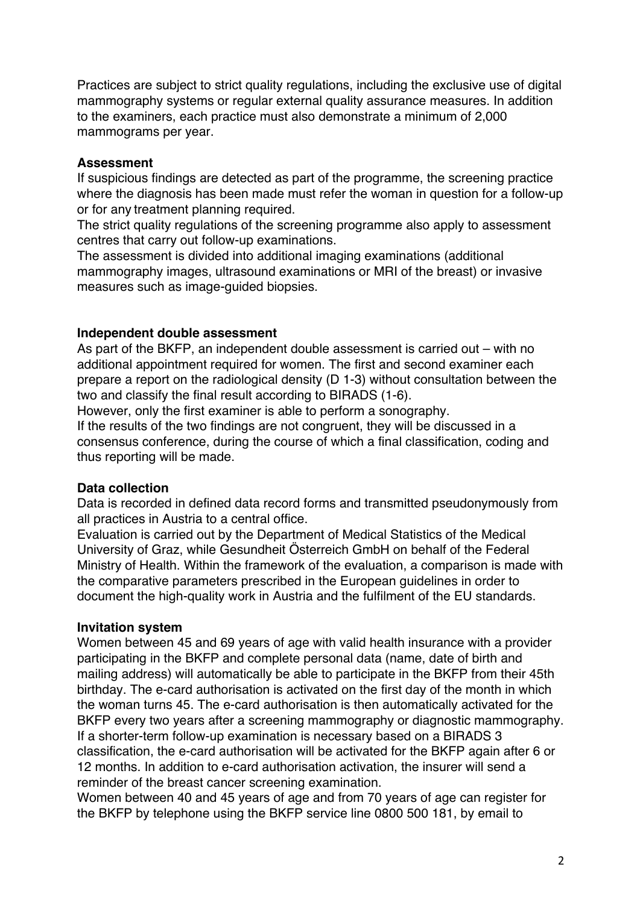Practices are subject to strict quality regulations, including the exclusive use of digital mammography systems or regular external quality assurance measures. In addition to the examiners, each practice must also demonstrate a minimum of 2,000 mammograms per year.

**Assessment**

If suspicious findings are detected as part of the programme, the screening practice where the diagnosis has been made must refer the woman in question for a follow-up or for any treatment planning required.

The strict quality regulations of the screening programme also apply to assessment centres that carry out follow-up examinations.

The assessment is divided into additional imaging examinations (additional mammography images, ultrasound examinations or MRI of the breast) or invasive measures such as image-guided biopsies.

**Independent double assessment**

As part of the BKFP, an independent double assessment is carried out – with no additional appointment required for women. The first and second examiner each prepare a report on the radiological density (D 1-3) without consultation between the two and classify the final result according to BIRADS (1-6).

However, only the first examiner is able to perform a sonography.

If the results of the two findings are not congruent, they will be discussed in a consensus conference, during the course of which a final classification, coding and thus reporting will be made.

**Data collection**

Data is recorded in defined data record forms and transmitted pseudonymously from all practices in Austria to a central office.

Evaluation is carried out by the Department of Medical Statistics of the Medical University of Graz, while Gesundheit Österreich GmbH on behalf of the Federal Ministry of Health. Within the framework of the evaluation, a comparison is made with the comparative parameters prescribed in the European guidelines in order to document the high-quality work in Austria and the fulfilment of the EU standards.

**Invitation system**

Women between 45 and 69 years of age with valid health insurance with a provider participating in the BKFP and complete personal data (name, date of birth and mailing address) will automatically be able to participate in the BKFP from their 45th birthday. The e-card authorisation is activated on the first day of the month in which the woman turns 45. The e-card authorisation is then automatically activated for the BKFP every two years after a screening mammography or diagnostic mammography. If a shorter-term follow-up examination is necessary based on a BIRADS 3 classification, the e-card authorisation will be activated for the BKFP again after 6 or 12 months. In addition to e-card authorisation activation, the insurer will send a reminder of the breast cancer screening examination.

Women between 40 and 45 years of age and from 70 years of age can register for the BKFP by telephone using the BKFP service line 0800 500 181, by email to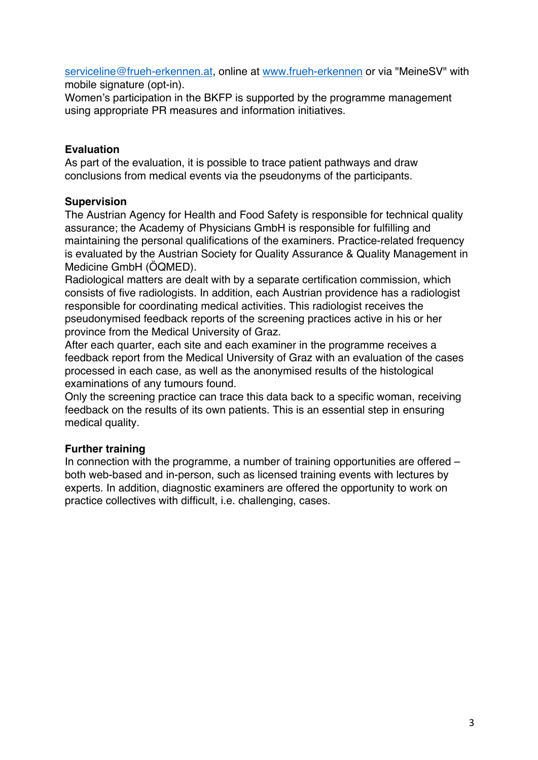serviceline@frueh-erkennen.at, online at www.frueh-erkennen or via "MeineSV" with mobile signature (opt-in).
Women's participation in the BKFP is supported by the programme management using appropriate PR measures and information initiatives.

**Evaluation**
As part of the evaluation, it is possible to trace patient pathways and draw conclusions from medical events via the pseudonyms of the participants.

**Supervision**
The Austrian Agency for Health and Food Safety is responsible for technical quality assurance; the Academy of Physicians GmbH is responsible for fulfilling and maintaining the personal qualifications of the examiners. Practice-related frequency is evaluated by the Austrian Society for Quality Assurance & Quality Management in Medicine GmbH (ÖQMED).
Radiological matters are dealt with by a separate certification commission, which consists of five radiologists. In addition, each Austrian providence has a radiologist responsible for coordinating medical activities. This radiologist receives the pseudonymised feedback reports of the screening practices active in his or her province from the Medical University of Graz.
After each quarter, each site and each examiner in the programme receives a feedback report from the Medical University of Graz with an evaluation of the cases processed in each case, as well as the anonymised results of the histological examinations of any tumours found.
Only the screening practice can trace this data back to a specific woman, receiving feedback on the results of its own patients. This is an essential step in ensuring medical quality.

**Further training**
In connection with the programme, a number of training opportunities are offered – both web-based and in-person, such as licensed training events with lectures by experts. In addition, diagnostic examiners are offered the opportunity to work on practice collectives with difficult, i.e. challenging, cases.